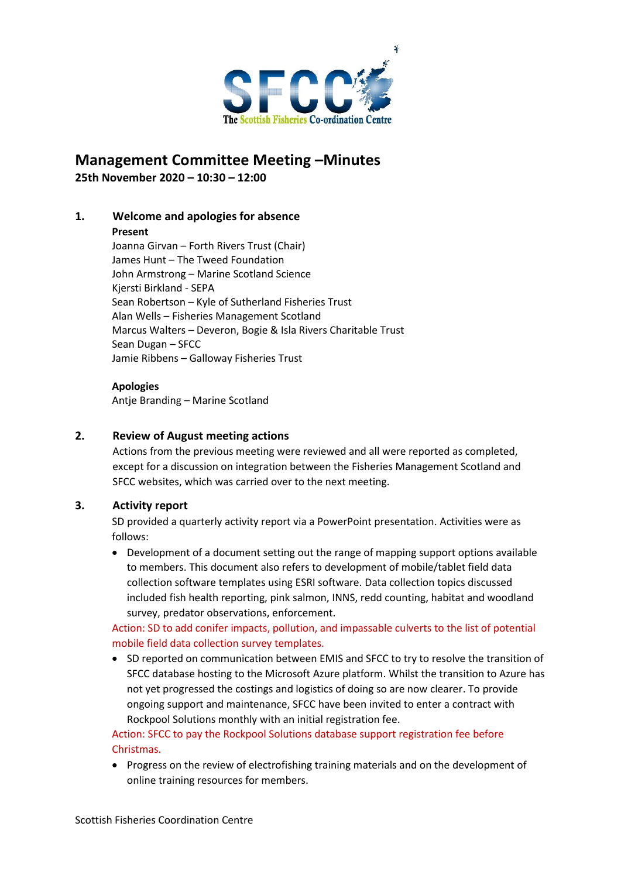# Management Committee Meeting –Minutes

**25th November 2020 – 10:30 – 12:00**

## 1. Welcome and apologies for absence

**Present**

Joanna Girvan – Forth Rivers Trust (Chair)
James Hunt – The Tweed Foundation
John Armstrong – Marine Scotland Science
Kjersti Birkland - SEPA
Sean Robertson – Kyle of Sutherland Fisheries Trust
Alan Wells – Fisheries Management Scotland
Marcus Walters – Deveron, Bogie & Isla Rivers Charitable Trust
Sean Dugan – SFCC
Jamie Ribbens – Galloway Fisheries Trust

**Apologies**

Antje Branding – Marine Scotland

## 2. Review of August meeting actions

Actions from the previous meeting were reviewed and all were reported as completed, except for a discussion on integration between the Fisheries Management Scotland and SFCC websites, which was carried over to the next meeting.

## 3. Activity report

SD provided a quarterly activity report via a PowerPoint presentation. Activities were as follows:

- Development of a document setting out the range of mapping support options available to members. This document also refers to development of mobile/tablet field data collection software templates using ESRI software. Data collection topics discussed included fish health reporting, pink salmon, INNS, redd counting, habitat and woodland survey, predator observations, enforcement.

Action: SD to add conifer impacts, pollution, and impassable culverts to the list of potential mobile field data collection survey templates.

- SD reported on communication between EMIS and SFCC to try to resolve the transition of SFCC database hosting to the Microsoft Azure platform. Whilst the transition to Azure has not yet progressed the costings and logistics of doing so are now clearer. To provide ongoing support and maintenance, SFCC have been invited to enter a contract with Rockpool Solutions monthly with an initial registration fee.

Action: SFCC to pay the Rockpool Solutions database support registration fee before Christmas.

- Progress on the review of electrofishing training materials and on the development of online training resources for members.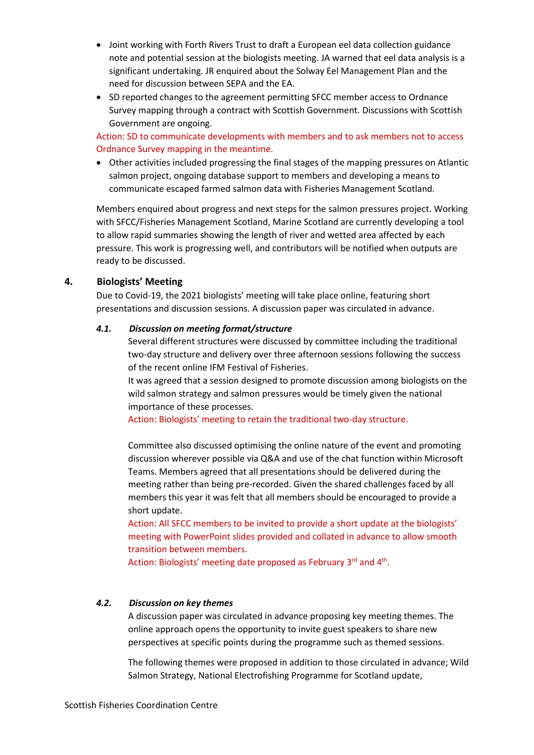- Joint working with Forth Rivers Trust to draft a European eel data collection guidance note and potential session at the biologists meeting. JA warned that eel data analysis is a significant undertaking. JR enquired about the Solway Eel Management Plan and the need for discussion between SEPA and the EA.
- SD reported changes to the agreement permitting SFCC member access to Ordnance Survey mapping through a contract with Scottish Government. Discussions with Scottish Government are ongoing.

Action: SD to communicate developments with members and to ask members not to access Ordnance Survey mapping in the meantime.

- Other activities included progressing the final stages of the mapping pressures on Atlantic salmon project, ongoing database support to members and developing a means to communicate escaped farmed salmon data with Fisheries Management Scotland.

Members enquired about progress and next steps for the salmon pressures project. Working with SFCC/Fisheries Management Scotland, Marine Scotland are currently developing a tool to allow rapid summaries showing the length of river and wetted area affected by each pressure. This work is progressing well, and contributors will be notified when outputs are ready to be discussed.

## 4. Biologists' Meeting

Due to Covid-19, the 2021 biologists' meeting will take place online, featuring short presentations and discussion sessions. A discussion paper was circulated in advance.

### *4.1. Discussion on meeting format/structure*

Several different structures were discussed by committee including the traditional two-day structure and delivery over three afternoon sessions following the success of the recent online IFM Festival of Fisheries.

It was agreed that a session designed to promote discussion among biologists on the wild salmon strategy and salmon pressures would be timely given the national importance of these processes.

Action: Biologists' meeting to retain the traditional two-day structure.

Committee also discussed optimising the online nature of the event and promoting discussion wherever possible via Q&A and use of the chat function within Microsoft Teams. Members agreed that all presentations should be delivered during the meeting rather than being pre-recorded. Given the shared challenges faced by all members this year it was felt that all members should be encouraged to provide a short update.

Action: All SFCC members to be invited to provide a short update at the biologists' meeting with PowerPoint slides provided and collated in advance to allow smooth transition between members.

Action: Biologists' meeting date proposed as February 3rd and 4th.

### *4.2. Discussion on key themes*

A discussion paper was circulated in advance proposing key meeting themes. The online approach opens the opportunity to invite guest speakers to share new perspectives at specific points during the programme such as themed sessions.

The following themes were proposed in addition to those circulated in advance; Wild Salmon Strategy, National Electrofishing Programme for Scotland update,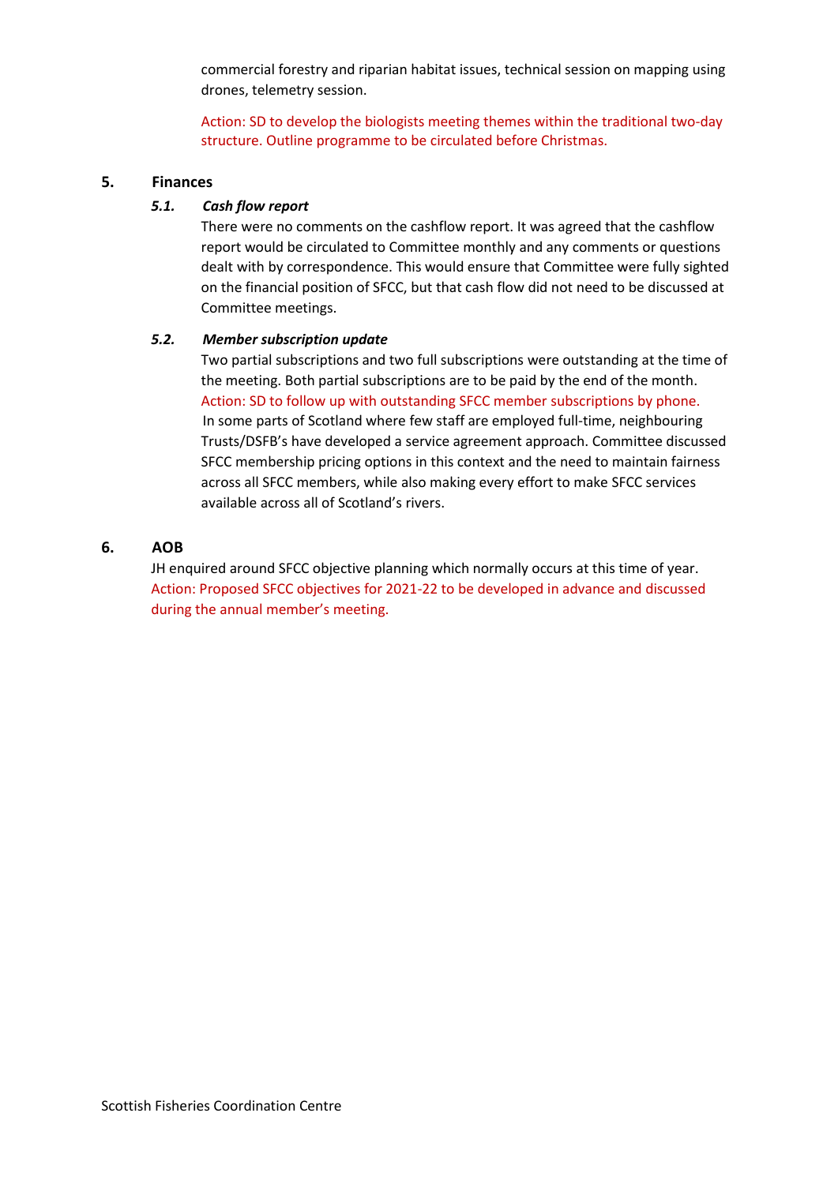commercial forestry and riparian habitat issues, technical session on mapping using drones, telemetry session.

Action: SD to develop the biologists meeting themes within the traditional two-day structure. Outline programme to be circulated before Christmas.

## 5. Finances

### *5.1. Cash flow report*

There were no comments on the cashflow report. It was agreed that the cashflow report would be circulated to Committee monthly and any comments or questions dealt with by correspondence. This would ensure that Committee were fully sighted on the financial position of SFCC, but that cash flow did not need to be discussed at Committee meetings.

### *5.2. Member subscription update*

Two partial subscriptions and two full subscriptions were outstanding at the time of the meeting. Both partial subscriptions are to be paid by the end of the month.
Action: SD to follow up with outstanding SFCC member subscriptions by phone.
In some parts of Scotland where few staff are employed full-time, neighbouring Trusts/DSFB's have developed a service agreement approach. Committee discussed SFCC membership pricing options in this context and the need to maintain fairness across all SFCC members, while also making every effort to make SFCC services available across all of Scotland's rivers.

## 6. AOB

JH enquired around SFCC objective planning which normally occurs at this time of year.
Action: Proposed SFCC objectives for 2021-22 to be developed in advance and discussed during the annual member's meeting.